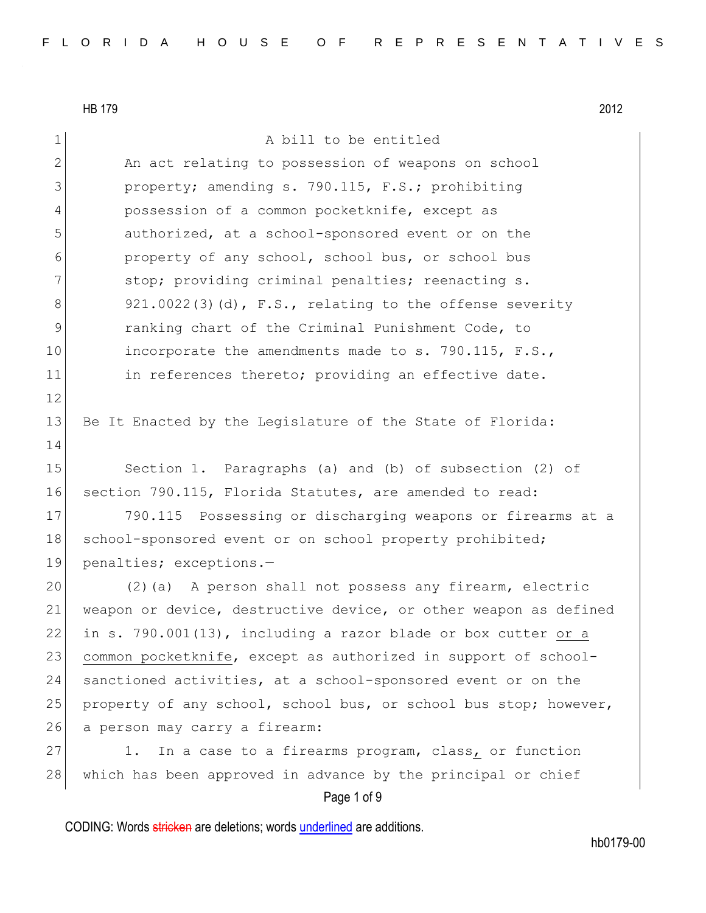HB 179 2012

A bill to be entitled

An act relating to possession of weapons on school property; amending s. 790.115, F.S.; prohibiting possession of a common pocketknife, except as authorized, at a school-sponsored event or on the property of any school, school bus, or school bus stop; providing criminal penalties; reenacting s. 921.0022(3)(d), F.S., relating to the offense severity ranking chart of the Criminal Punishment Code, to incorporate the amendments made to s. 790.115, F.S., in references thereto; providing an effective date.

Be It Enacted by the Legislature of the State of Florida:

Section 1. Paragraphs (a) and (b) of subsection (2) of section 790.115, Florida Statutes, are amended to read:

790.115 Possessing or discharging weapons or firearms at a school-sponsored event or on school property prohibited; penalties; exceptions.—

(2)(a) A person shall not possess any firearm, electric weapon or device, destructive device, or other weapon as defined in s. 790.001(13), including a razor blade or box cutter <u>or a common pocketknife</u>, except as authorized in support of school-sanctioned activities, at a school-sponsored event or on the property of any school, school bus, or school bus stop; however, a person may carry a firearm:

1. In a case to a firearms program, class<u>,</u> or function which has been approved in advance by the principal or chief

CODING: Words ~~stricken~~ are deletions; words <u>underlined</u> are additions.

hb0179-00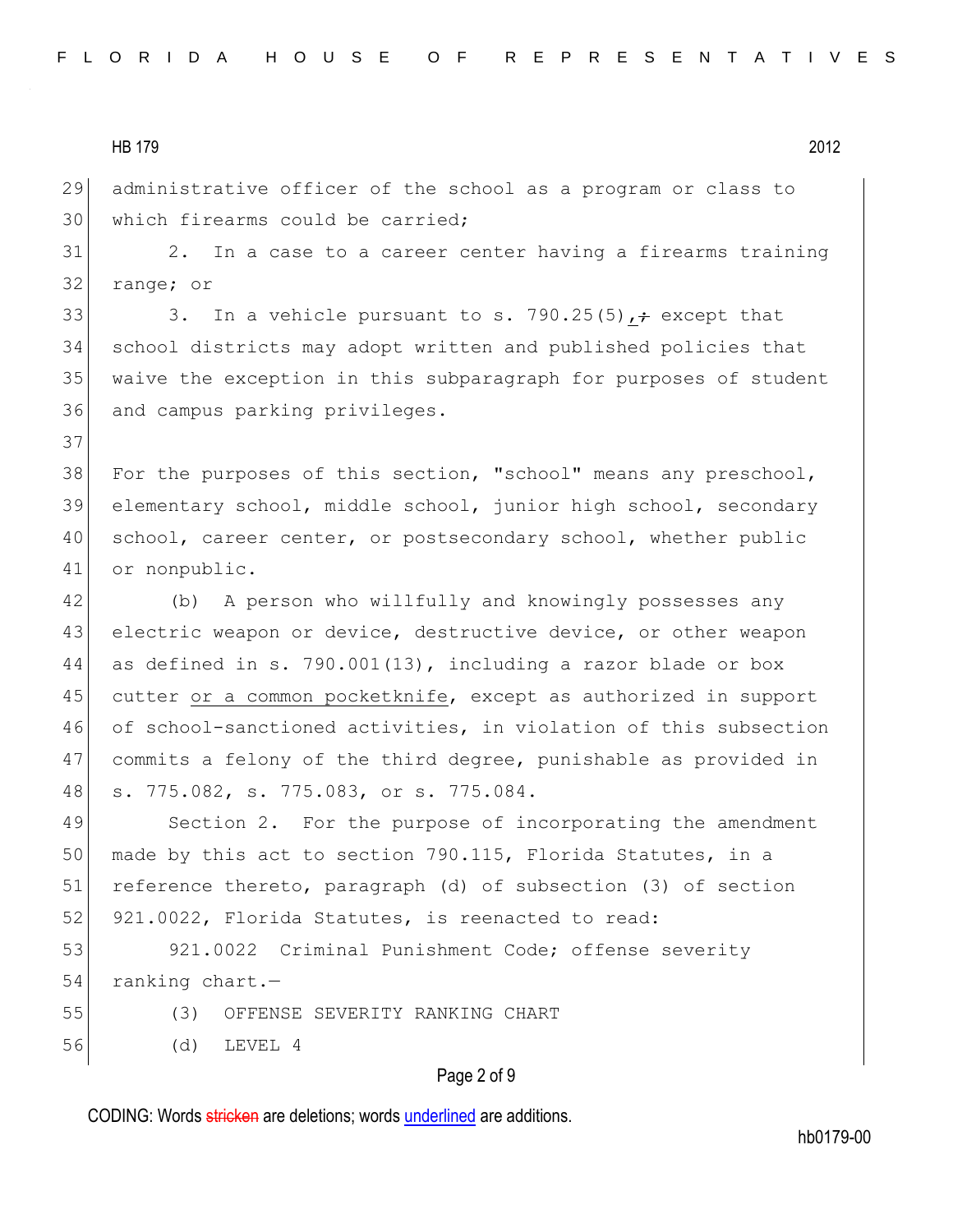administrative officer of the school as a program or class to which firearms could be carried;

2. In a case to a career center having a firearms training range; or

3. In a vehicle pursuant to s. 790.25(5), ~~;~~ except that school districts may adopt written and published policies that waive the exception in this subparagraph for purposes of student and campus parking privileges.

For the purposes of this section, "school" means any preschool, elementary school, middle school, junior high school, secondary school, career center, or postsecondary school, whether public or nonpublic.

(b) A person who willfully and knowingly possesses any electric weapon or device, destructive device, or other weapon as defined in s. 790.001(13), including a razor blade or box cutter <u>or a common pocketknife</u>, except as authorized in support of school-sanctioned activities, in violation of this subsection commits a felony of the third degree, punishable as provided in s. 775.082, s. 775.083, or s. 775.084.

Section 2. For the purpose of incorporating the amendment made by this act to section 790.115, Florida Statutes, in a reference thereto, paragraph (d) of subsection (3) of section 921.0022, Florida Statutes, is reenacted to read:

921.0022 Criminal Punishment Code; offense severity ranking chart.—

(3) OFFENSE SEVERITY RANKING CHART

(d) LEVEL 4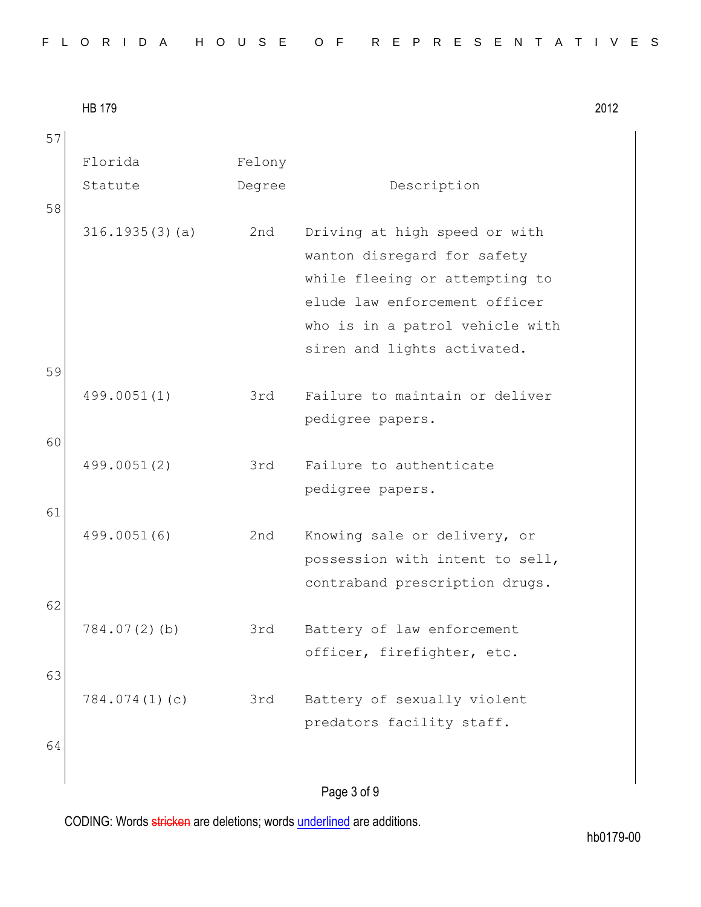| Florida Statute | Felony Degree | Description |
|---|---|---|
| 316.1935(3)(a) | 2nd | Driving at high speed or with wanton disregard for safety while fleeing or attempting to elude law enforcement officer who is in a patrol vehicle with siren and lights activated. |
| 499.0051(1) | 3rd | Failure to maintain or deliver pedigree papers. |
| 499.0051(2) | 3rd | Failure to authenticate pedigree papers. |
| 499.0051(6) | 2nd | Knowing sale or delivery, or possession with intent to sell, contraband prescription drugs. |
| 784.07(2)(b) | 3rd | Battery of law enforcement officer, firefighter, etc. |
| 784.074(1)(c) | 3rd | Battery of sexually violent predators facility staff. |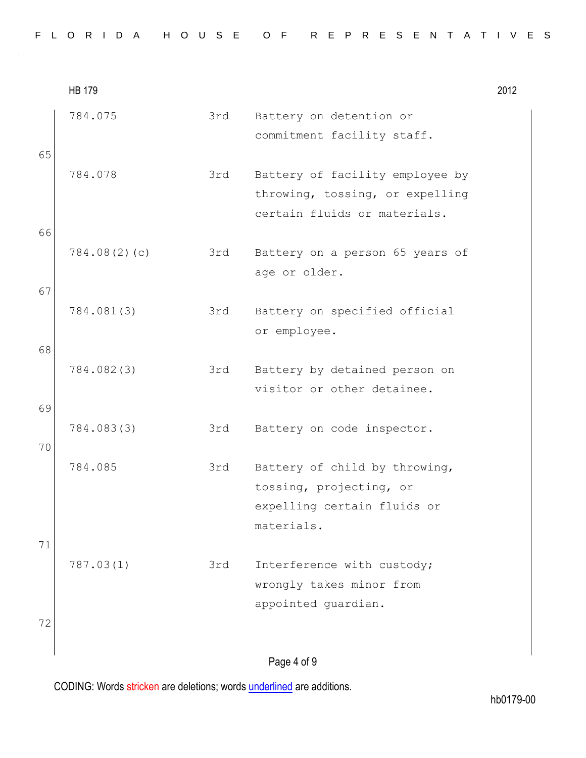| | | |
|---|---|---|
| 784.075 | 3rd | Battery on detention or commitment facility staff. |
| 784.078 | 3rd | Battery of facility employee by throwing, tossing, or expelling certain fluids or materials. |
| 784.08(2)(c) | 3rd | Battery on a person 65 years of age or older. |
| 784.081(3) | 3rd | Battery on specified official or employee. |
| 784.082(3) | 3rd | Battery by detained person on visitor or other detainee. |
| 784.083(3) | 3rd | Battery on code inspector. |
| 784.085 | 3rd | Battery of child by throwing, tossing, projecting, or expelling certain fluids or materials. |
| 787.03(1) | 3rd | Interference with custody; wrongly takes minor from appointed guardian. |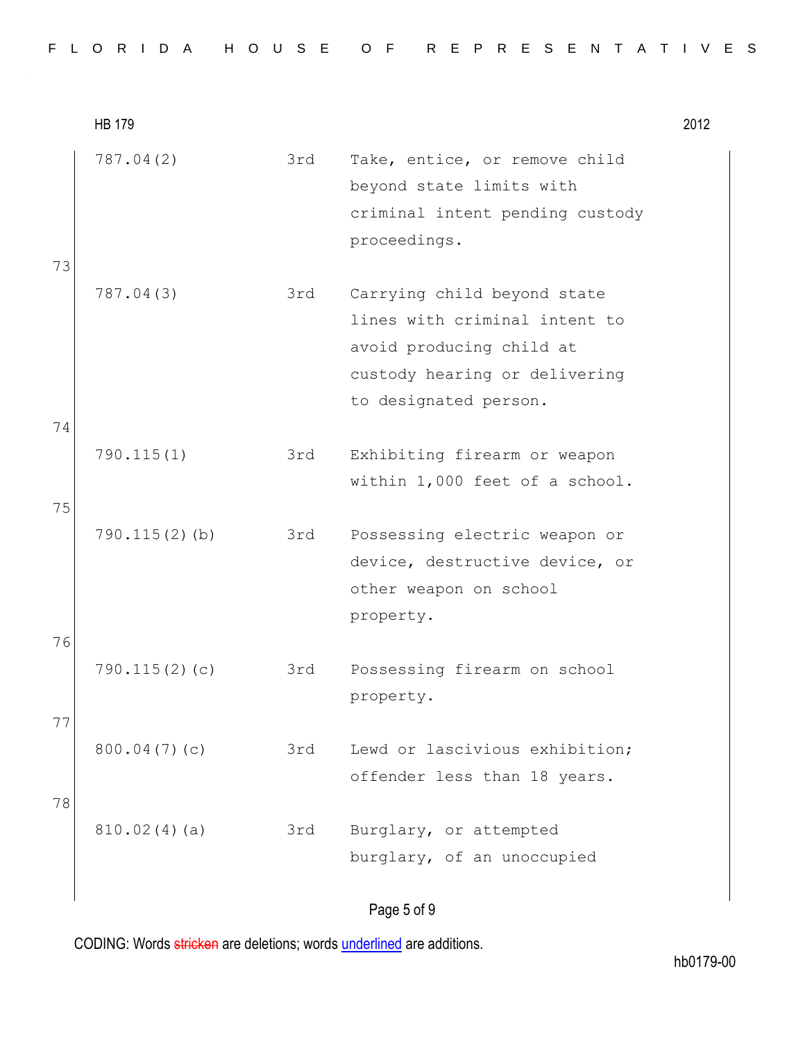| | | |
|---|---|---|
| 787.04(2) | 3rd | Take, entice, or remove child beyond state limits with criminal intent pending custody proceedings. |
| 787.04(3) | 3rd | Carrying child beyond state lines with criminal intent to avoid producing child at custody hearing or delivering to designated person. |
| 790.115(1) | 3rd | Exhibiting firearm or weapon within 1,000 feet of a school. |
| 790.115(2)(b) | 3rd | Possessing electric weapon or device, destructive device, or other weapon on school property. |
| 790.115(2)(c) | 3rd | Possessing firearm on school property. |
| 800.04(7)(c) | 3rd | Lewd or lascivious exhibition; offender less than 18 years. |
| 810.02(4)(a) | 3rd | Burglary, or attempted burglary, of an unoccupied |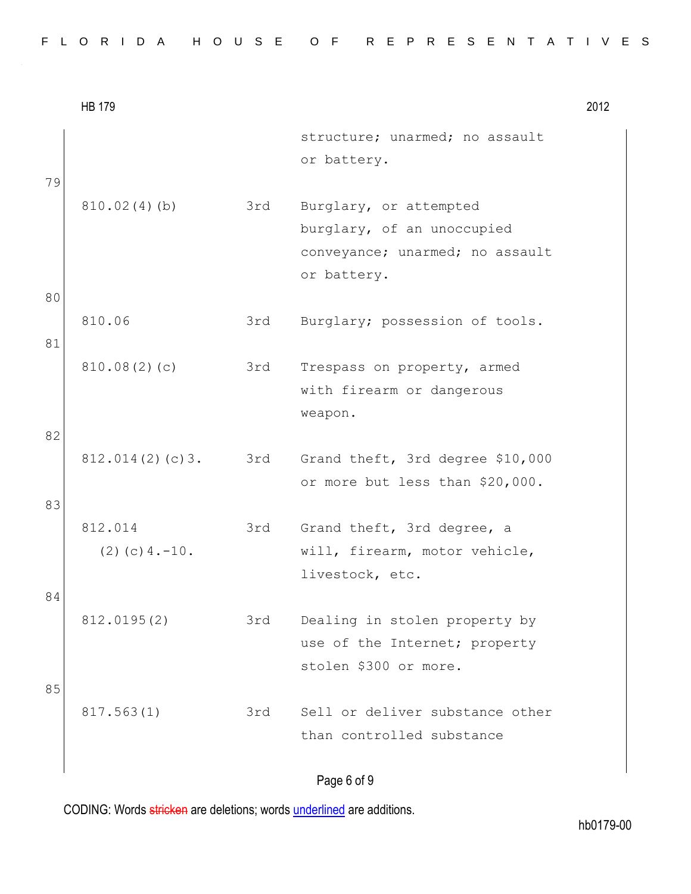| | | | |
|---|---|---|---|
| | | | structure; unarmed; no assault or battery. |
| 79 | 810.02(4)(b) | 3rd | Burglary, or attempted burglary, of an unoccupied conveyance; unarmed; no assault or battery. |
| 80 | 810.06 | 3rd | Burglary; possession of tools. |
| 81 | 810.08(2)(c) | 3rd | Trespass on property, armed with firearm or dangerous weapon. |
| 82 | 812.014(2)(c)3. | 3rd | Grand theft, 3rd degree $10,000 or more but less than $20,000. |
| 83 | 812.014 (2)(c)4.-10. | 3rd | Grand theft, 3rd degree, a will, firearm, motor vehicle, livestock, etc. |
| 84 | 812.0195(2) | 3rd | Dealing in stolen property by use of the Internet; property stolen $300 or more. |
| 85 | 817.563(1) | 3rd | Sell or deliver substance other than controlled substance |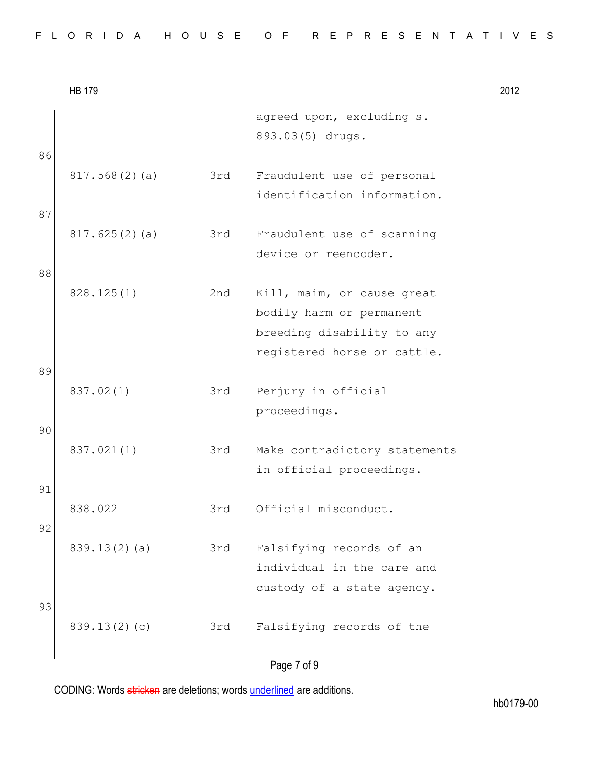| | | | |
|---|---|---|---|
| | | | agreed upon, excluding s. 893.03(5) drugs. |
| 86 | 817.568(2)(a) | 3rd | Fraudulent use of personal identification information. |
| 87 | 817.625(2)(a) | 3rd | Fraudulent use of scanning device or reencoder. |
| 88 | 828.125(1) | 2nd | Kill, maim, or cause great bodily harm or permanent breeding disability to any registered horse or cattle. |
| 89 | 837.02(1) | 3rd | Perjury in official proceedings. |
| 90 | 837.021(1) | 3rd | Make contradictory statements in official proceedings. |
| 91 | 838.022 | 3rd | Official misconduct. |
| 92 | 839.13(2)(a) | 3rd | Falsifying records of an individual in the care and custody of a state agency. |
| 93 | 839.13(2)(c) | 3rd | Falsifying records of the |

CODING: Words stricken are deletions; words underlined are additions.

hb0179-00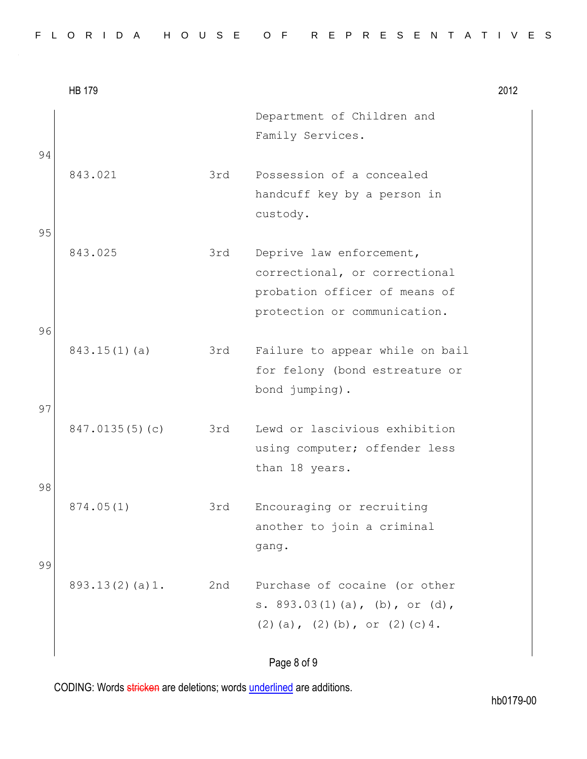| | | |
|---|---|---|
| | | Department of Children and Family Services. |
| 843.021 | 3rd | Possession of a concealed handcuff key by a person in custody. |
| 843.025 | 3rd | Deprive law enforcement, correctional, or correctional probation officer of means of protection or communication. |
| 843.15(1)(a) | 3rd | Failure to appear while on bail for felony (bond estreature or bond jumping). |
| 847.0135(5)(c) | 3rd | Lewd or lascivious exhibition using computer; offender less than 18 years. |
| 874.05(1) | 3rd | Encouraging or recruiting another to join a criminal gang. |
| 893.13(2)(a)1. | 2nd | Purchase of cocaine (or other s. 893.03(1)(a), (b), or (d), (2)(a), (2)(b), or (2)(c)4. |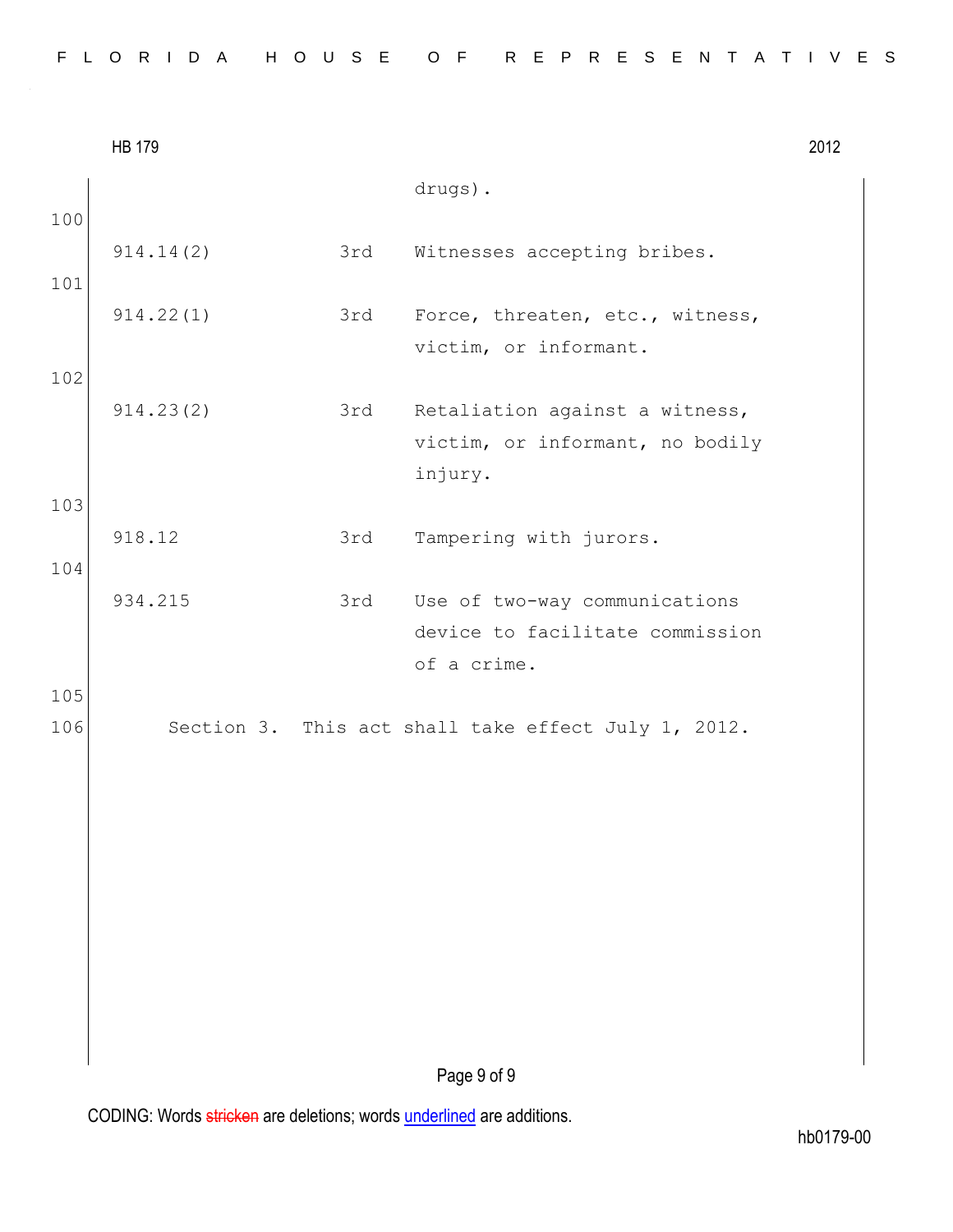| | | |
|---|---|---|
| | | drugs). |
| 914.14(2) | 3rd | Witnesses accepting bribes. |
| 914.22(1) | 3rd | Force, threaten, etc., witness, victim, or informant. |
| 914.23(2) | 3rd | Retaliation against a witness, victim, or informant, no bodily injury. |
| 918.12 | 3rd | Tampering with jurors. |
| 934.215 | 3rd | Use of two-way communications device to facilitate commission of a crime. |

Section 3. This act shall take effect July 1, 2012.